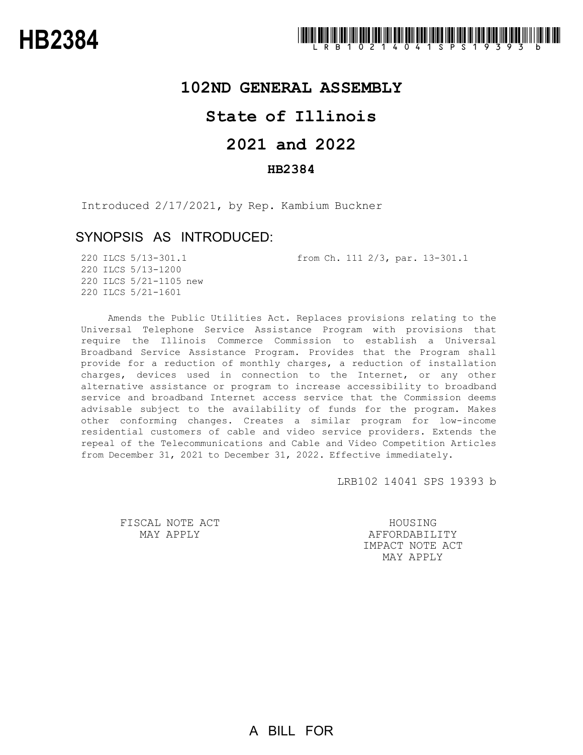# HB2384

LRB102 14041 SPS 19393 b

## 102ND GENERAL ASSEMBLY

## State of Illinois

## 2021 and 2022

### HB2384

Introduced 2/17/2021, by Rep. Kambium Buckner

### SYNOPSIS AS INTRODUCED:

220 ILCS 5/13-301.1 from Ch. 111 2/3, par. 13-301.1
220 ILCS 5/13-1200
220 ILCS 5/21-1105 new
220 ILCS 5/21-1601

Amends the Public Utilities Act. Replaces provisions relating to the Universal Telephone Service Assistance Program with provisions that require the Illinois Commerce Commission to establish a Universal Broadband Service Assistance Program. Provides that the Program shall provide for a reduction of monthly charges, a reduction of installation charges, devices used in connection to the Internet, or any other alternative assistance or program to increase accessibility to broadband service and broadband Internet access service that the Commission deems advisable subject to the availability of funds for the program. Makes other conforming changes. Creates a similar program for low-income residential customers of cable and video service providers. Extends the repeal of the Telecommunications and Cable and Video Competition Articles from December 31, 2021 to December 31, 2022. Effective immediately.

LRB102 14041 SPS 19393 b

FISCAL NOTE ACT MAY APPLY

HOUSING AFFORDABILITY IMPACT NOTE ACT MAY APPLY

A BILL FOR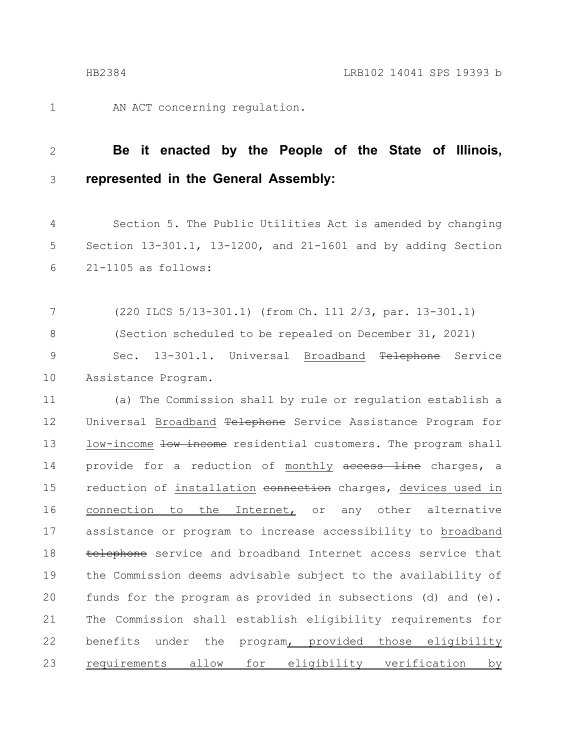AN ACT concerning regulation.

**Be it enacted by the People of the State of Illinois, represented in the General Assembly:**

Section 5. The Public Utilities Act is amended by changing Section 13-301.1, 13-1200, and 21-1601 and by adding Section 21-1105 as follows:

(220 ILCS 5/13-301.1) (from Ch. 111 2/3, par. 13-301.1)

(Section scheduled to be repealed on December 31, 2021)

Sec. 13-301.1. Universal <u>Broadband</u> ~~Telephone~~ Service Assistance Program.

(a) The Commission shall by rule or regulation establish a Universal <u>Broadband</u> ~~Telephone~~ Service Assistance Program for <u>low-income</u> ~~low income~~ residential customers. The program shall provide for a reduction of <u>monthly</u> ~~access line~~ charges, a reduction of <u>installation</u> ~~connection~~ charges, <u>devices used in connection to the Internet,</u> or any other alternative assistance or program to increase accessibility to <u>broadband</u> ~~telephone~~ service and broadband Internet access service that the Commission deems advisable subject to the availability of funds for the program as provided in subsections (d) and (e). The Commission shall establish eligibility requirements for benefits under the program<u>, provided those eligibility requirements allow for eligibility verification by</u>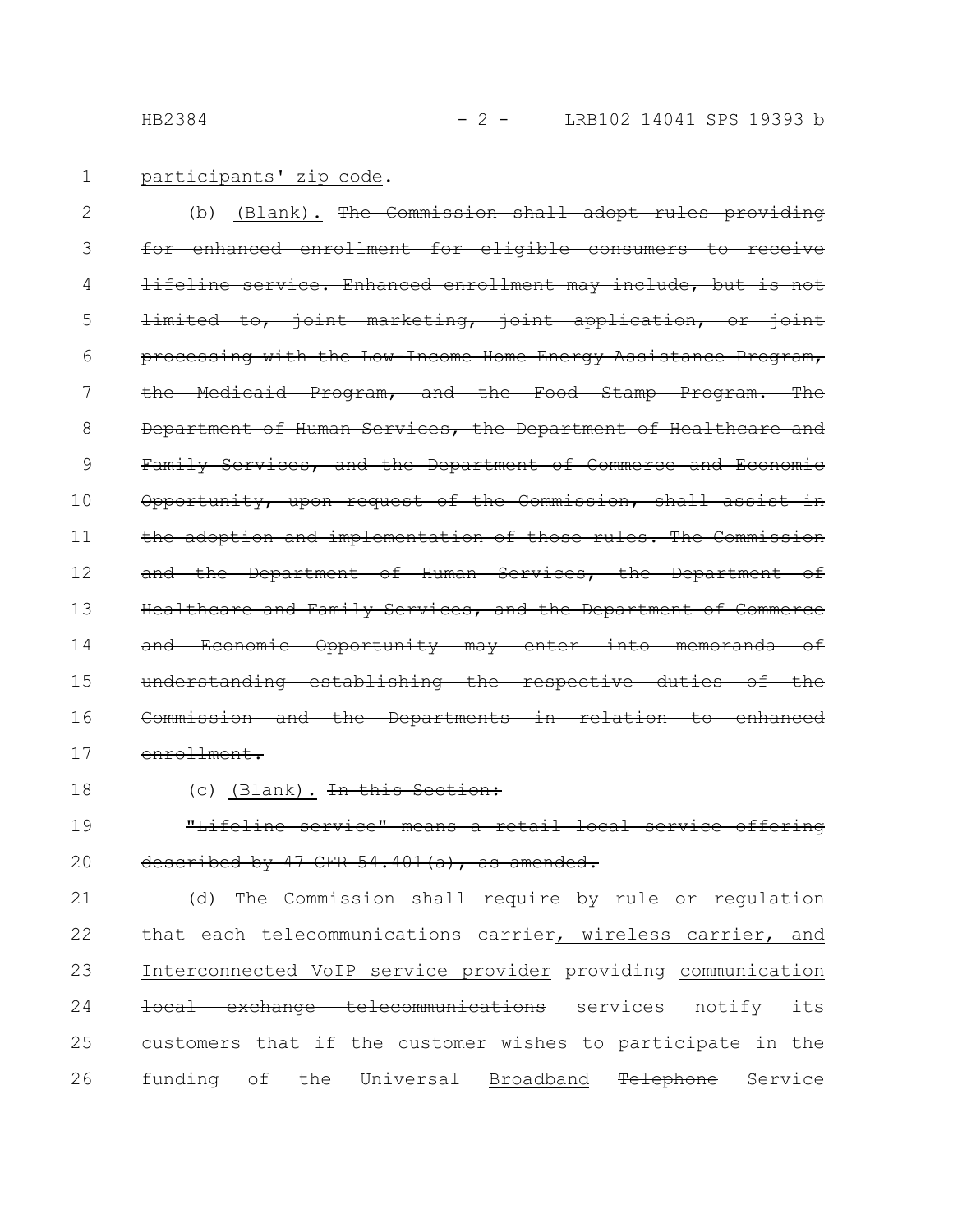participants' zip code.

(b) (Blank). ~~The Commission shall adopt rules providing for enhanced enrollment for eligible consumers to receive lifeline service. Enhanced enrollment may include, but is not limited to, joint marketing, joint application, or joint processing with the Low-Income Home Energy Assistance Program, the Medicaid Program, and the Food Stamp Program. The Department of Human Services, the Department of Healthcare and Family Services, and the Department of Commerce and Economic Opportunity, upon request of the Commission, shall assist in the adoption and implementation of those rules. The Commission and the Department of Human Services, the Department of Healthcare and Family Services, and the Department of Commerce and Economic Opportunity may enter into memoranda of understanding establishing the respective duties of the Commission and the Departments in relation to enhanced enrollment.~~

(c) (Blank). ~~In this Section:~~

~~"Lifeline service" means a retail local service offering described by 47 CFR 54.401(a), as amended.~~

(d) The Commission shall require by rule or regulation that each telecommunications carrier, wireless carrier, and Interconnected VoIP service provider providing communication ~~local exchange telecommunications~~ services notify its customers that if the customer wishes to participate in the funding of the Universal Broadband ~~Telephone~~ Service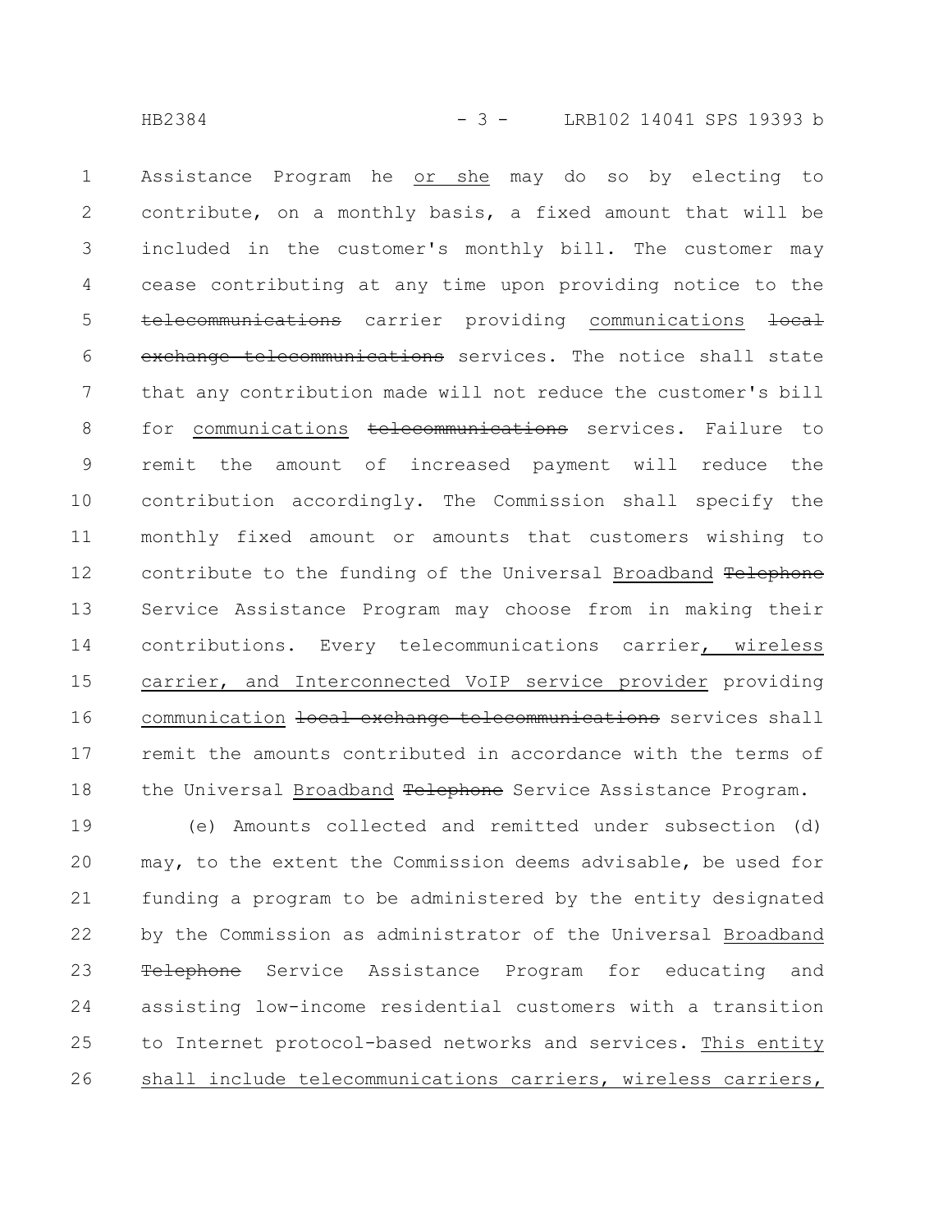Assistance Program he or she may do so by electing to contribute, on a monthly basis, a fixed amount that will be included in the customer's monthly bill. The customer may cease contributing at any time upon providing notice to the ~~telecommunications~~ carrier providing communications ~~local exchange telecommunications~~ services. The notice shall state that any contribution made will not reduce the customer's bill for communications ~~telecommunications~~ services. Failure to remit the amount of increased payment will reduce the contribution accordingly. The Commission shall specify the monthly fixed amount or amounts that customers wishing to contribute to the funding of the Universal Broadband ~~Telephone~~ Service Assistance Program may choose from in making their contributions. Every telecommunications carrier, wireless carrier, and Interconnected VoIP service provider providing communication ~~local exchange telecommunications~~ services shall remit the amounts contributed in accordance with the terms of the Universal Broadband ~~Telephone~~ Service Assistance Program.

(e) Amounts collected and remitted under subsection (d) may, to the extent the Commission deems advisable, be used for funding a program to be administered by the entity designated by the Commission as administrator of the Universal Broadband ~~Telephone~~ Service Assistance Program for educating and assisting low-income residential customers with a transition to Internet protocol-based networks and services. This entity shall include telecommunications carriers, wireless carriers,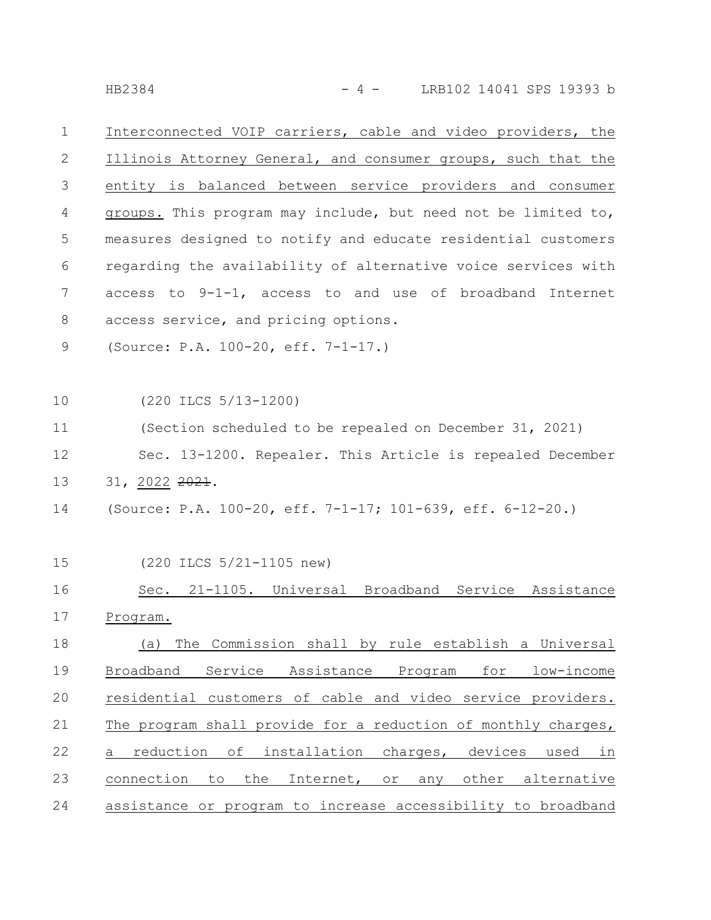Interconnected VOIP carriers, cable and video providers, the Illinois Attorney General, and consumer groups, such that the entity is balanced between service providers and consumer groups. This program may include, but need not be limited to, measures designed to notify and educate residential customers regarding the availability of alternative voice services with access to 9-1-1, access to and use of broadband Internet access service, and pricing options.

(Source: P.A. 100-20, eff. 7-1-17.)

(220 ILCS 5/13-1200)

(Section scheduled to be repealed on December 31, 2021)

Sec. 13-1200. Repealer. This Article is repealed December 31, 2022 ~~2021~~.

(Source: P.A. 100-20, eff. 7-1-17; 101-639, eff. 6-12-20.)

(220 ILCS 5/21-1105 new)

Sec. 21-1105. Universal Broadband Service Assistance Program.

(a) The Commission shall by rule establish a Universal Broadband Service Assistance Program for low-income residential customers of cable and video service providers. The program shall provide for a reduction of monthly charges, a reduction of installation charges, devices used in connection to the Internet, or any other alternative assistance or program to increase accessibility to broadband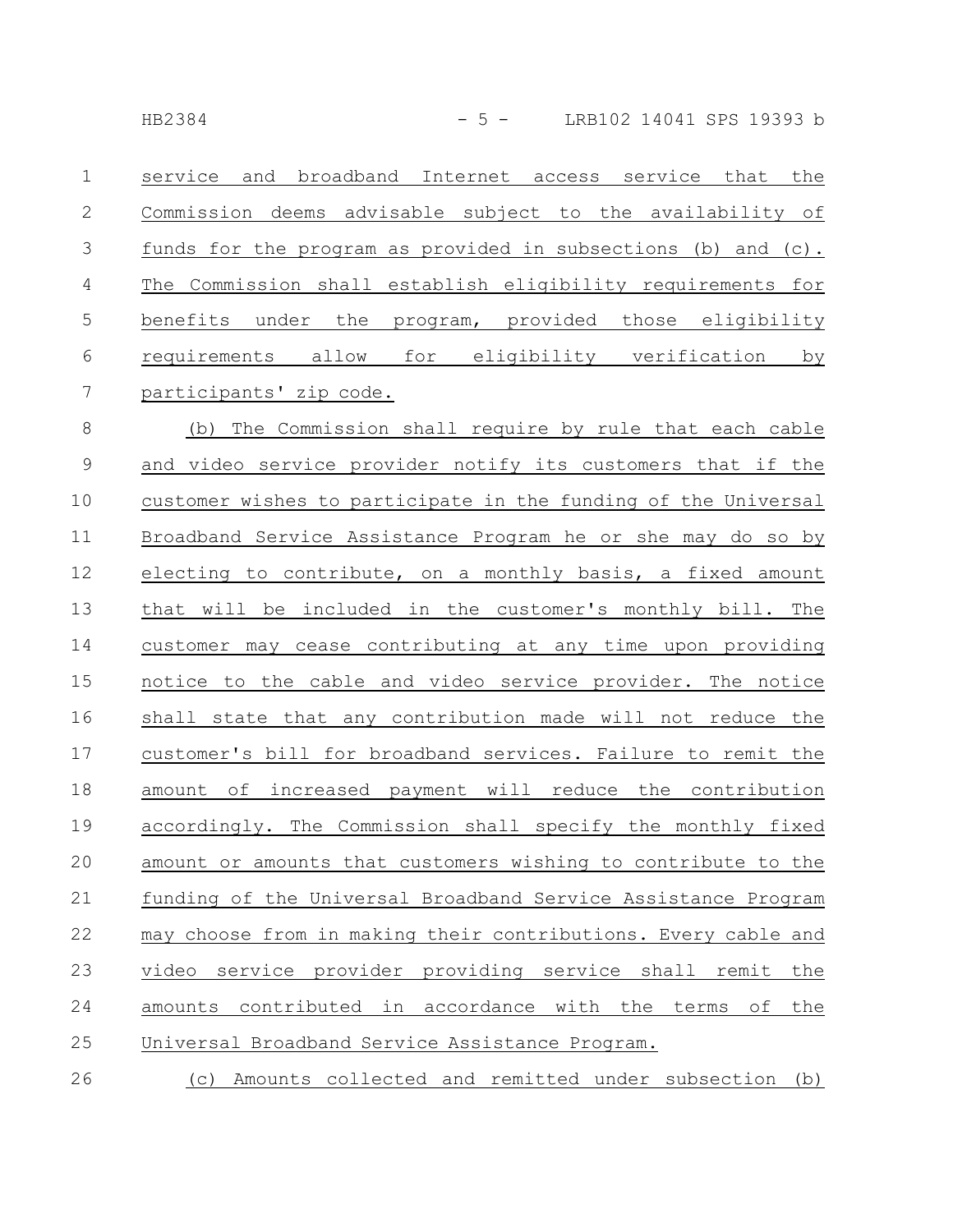service and broadband Internet access service that the Commission deems advisable subject to the availability of funds for the program as provided in subsections (b) and (c). The Commission shall establish eligibility requirements for benefits under the program, provided those eligibility requirements allow for eligibility verification by participants' zip code.

(b) The Commission shall require by rule that each cable and video service provider notify its customers that if the customer wishes to participate in the funding of the Universal Broadband Service Assistance Program he or she may do so by electing to contribute, on a monthly basis, a fixed amount that will be included in the customer's monthly bill. The customer may cease contributing at any time upon providing notice to the cable and video service provider. The notice shall state that any contribution made will not reduce the customer's bill for broadband services. Failure to remit the amount of increased payment will reduce the contribution accordingly. The Commission shall specify the monthly fixed amount or amounts that customers wishing to contribute to the funding of the Universal Broadband Service Assistance Program may choose from in making their contributions. Every cable and video service provider providing service shall remit the amounts contributed in accordance with the terms of the Universal Broadband Service Assistance Program.

(c) Amounts collected and remitted under subsection (b)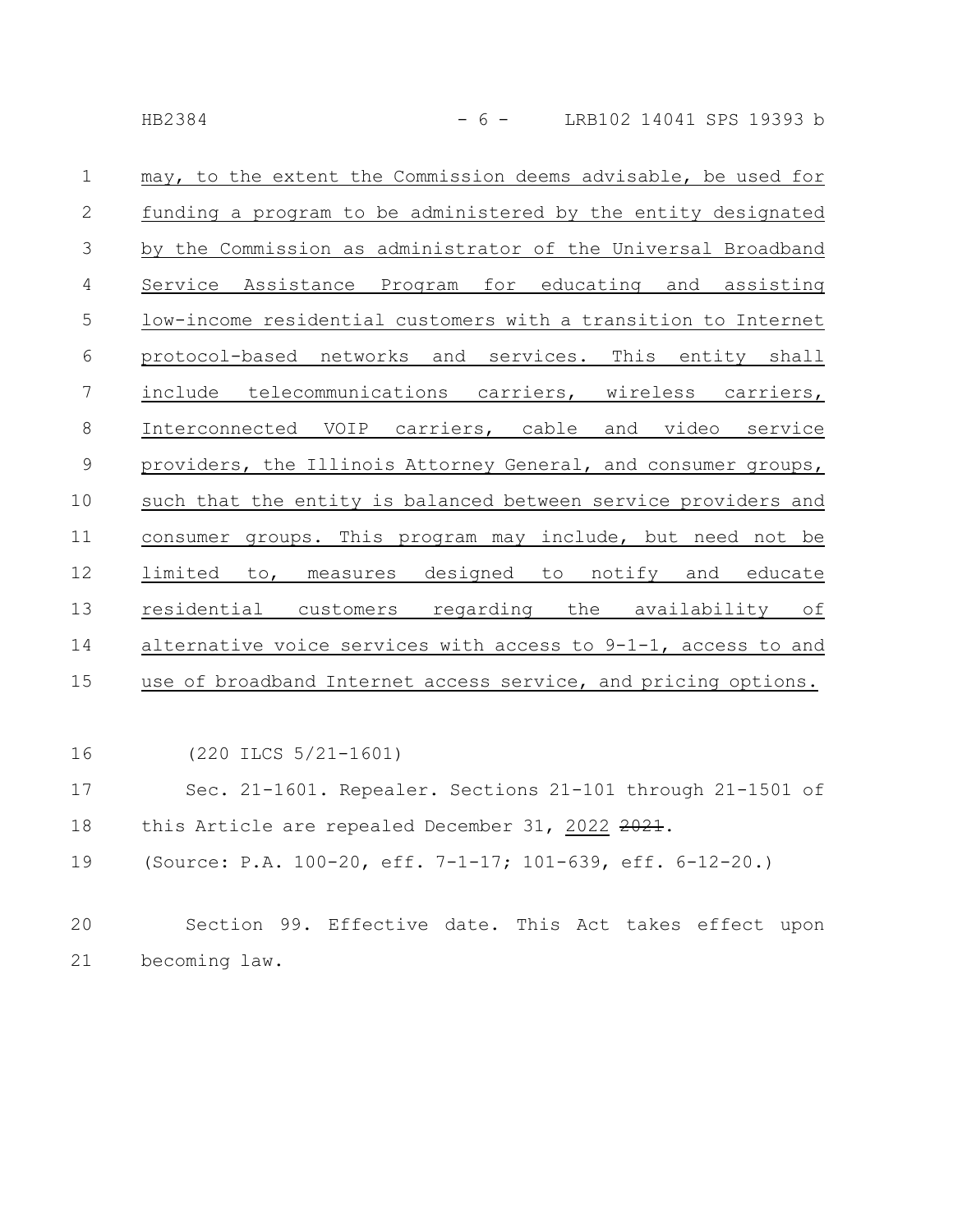may, to the extent the Commission deems advisable, be used for funding a program to be administered by the entity designated by the Commission as administrator of the Universal Broadband Service Assistance Program for educating and assisting low-income residential customers with a transition to Internet protocol-based networks and services. This entity shall include telecommunications carriers, wireless carriers, Interconnected VOIP carriers, cable and video service providers, the Illinois Attorney General, and consumer groups, such that the entity is balanced between service providers and consumer groups. This program may include, but need not be limited to, measures designed to notify and educate residential customers regarding the availability of alternative voice services with access to 9-1-1, access to and use of broadband Internet access service, and pricing options.

(220 ILCS 5/21-1601)

Sec. 21-1601. Repealer. Sections 21-101 through 21-1501 of this Article are repealed December 31, 2022 ~~2021~~.

(Source: P.A. 100-20, eff. 7-1-17; 101-639, eff. 6-12-20.)

Section 99. Effective date. This Act takes effect upon becoming law.